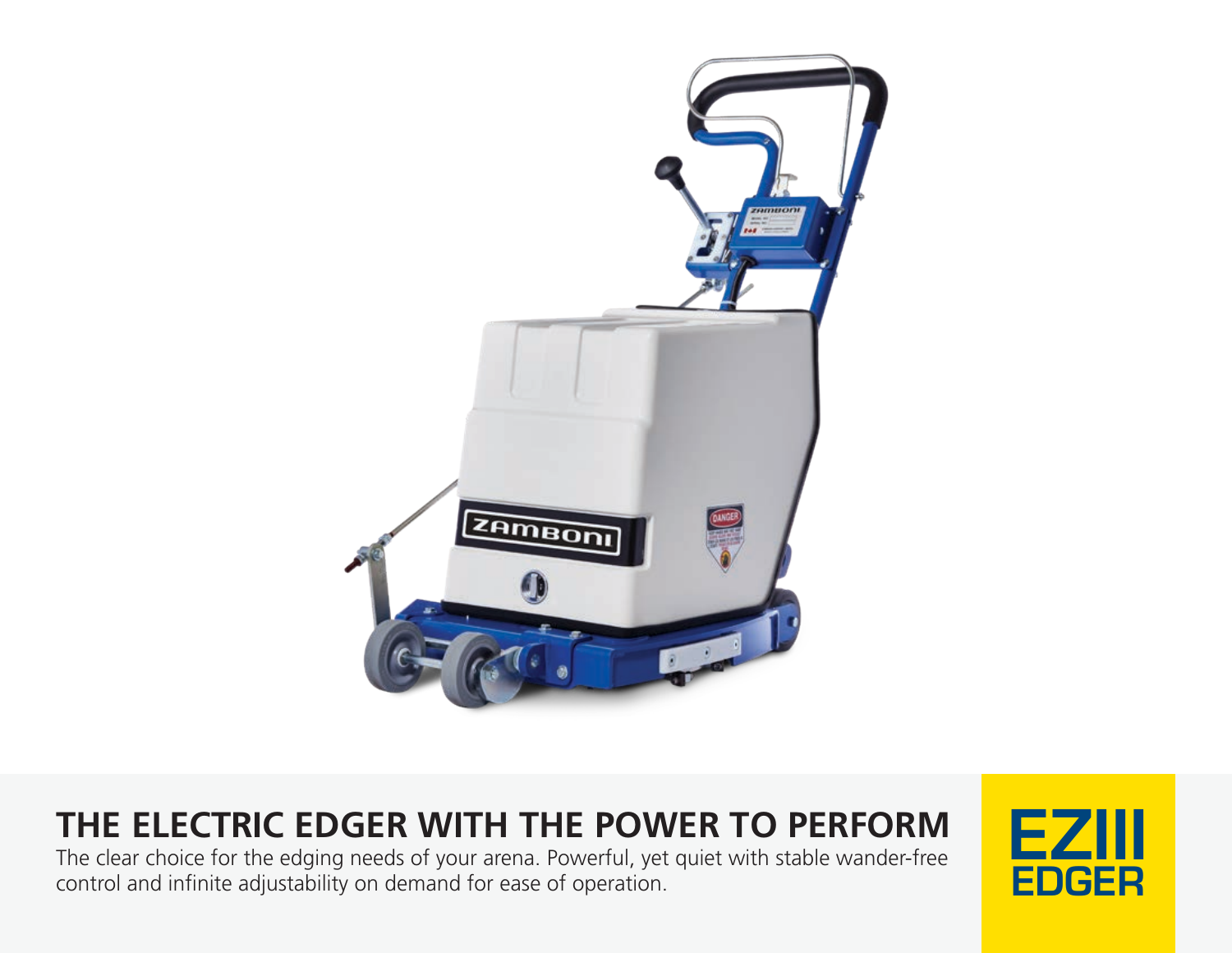# THE ELECTRIC EDGER WITH THE POWER TO PERFORM

The clear choice for the edging needs of your arena. Powerful, yet quiet with stable wander-free control and infinite adjustability on demand for ease of operation.

**EZIII EDGER**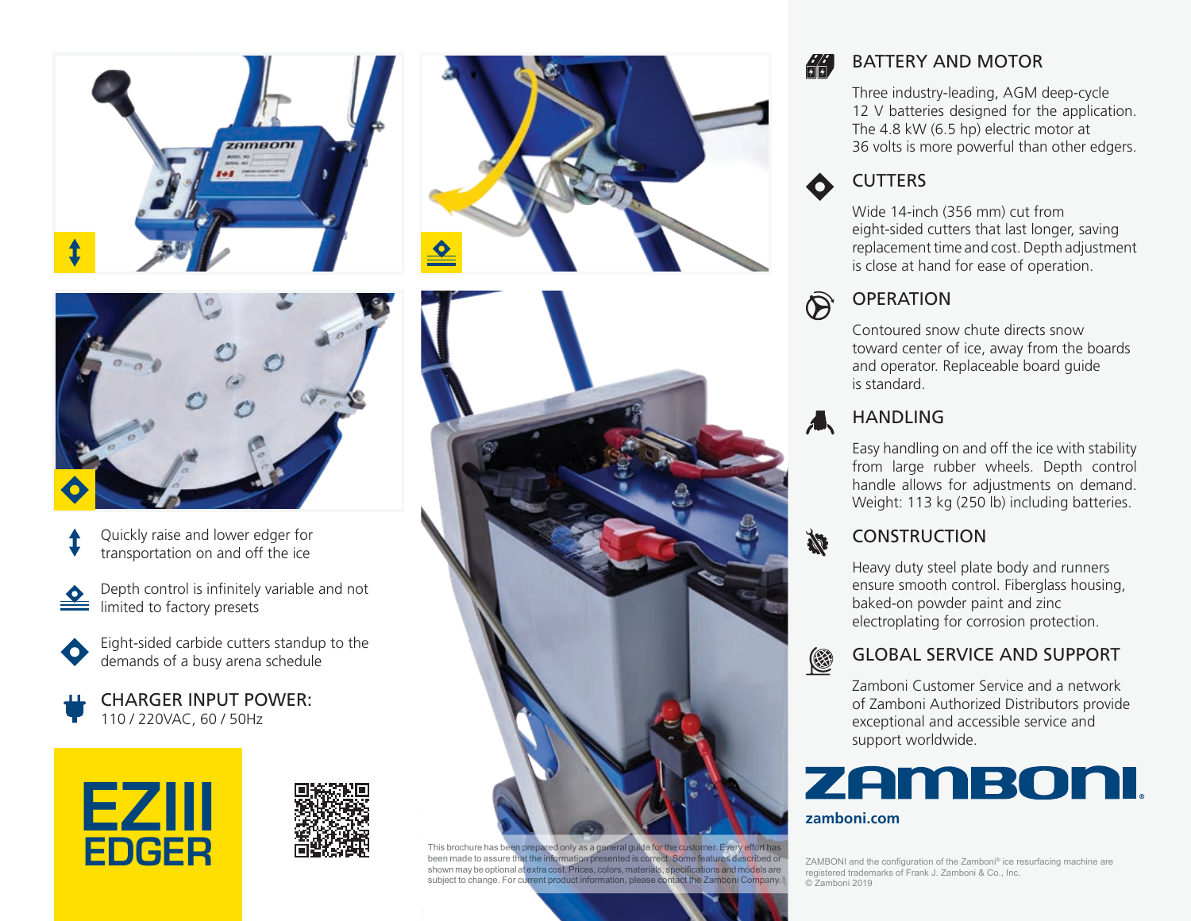Quickly raise and lower edger for transportation on and off the ice

Depth control is infinitely variable and not limited to factory presets

Eight-sided carbide cutters standup to the demands of a busy arena schedule

CHARGER INPUT POWER:
110 / 220VAC, 60 / 50Hz

# EZIII EDGER

This brochure has been prepared only as a general guide for the customer. Every effort has been made to assure that the information presented is correct. Some features described or shown may be optional at extra cost. Prices, colors, materials, specifications and models are subject to change. For current product information, please contact the Zamboni Company.

## BATTERY AND MOTOR

Three industry-leading, AGM deep-cycle 12 V batteries designed for the application. The 4.8 kW (6.5 hp) electric motor at 36 volts is more powerful than other edgers.

## CUTTERS

Wide 14-inch (356 mm) cut from eight-sided cutters that last longer, saving replacement time and cost. Depth adjustment is close at hand for ease of operation.

## OPERATION

Contoured snow chute directs snow toward center of ice, away from the boards and operator. Replaceable board guide is standard.

## HANDLING

Easy handling on and off the ice with stability from large rubber wheels. Depth control handle allows for adjustments on demand. Weight: 113 kg (250 lb) including batteries.

## CONSTRUCTION

Heavy duty steel plate body and runners ensure smooth control. Fiberglass housing, baked-on powder paint and zinc electroplating for corrosion protection.

## GLOBAL SERVICE AND SUPPORT

Zamboni Customer Service and a network of Zamboni Authorized Distributors provide exceptional and accessible service and support worldwide.

**ZAMBONI**

**zamboni.com**

ZAMBONI and the configuration of the Zamboni® ice resurfacing machine are registered trademarks of Frank J. Zamboni & Co., Inc.
© Zamboni 2019